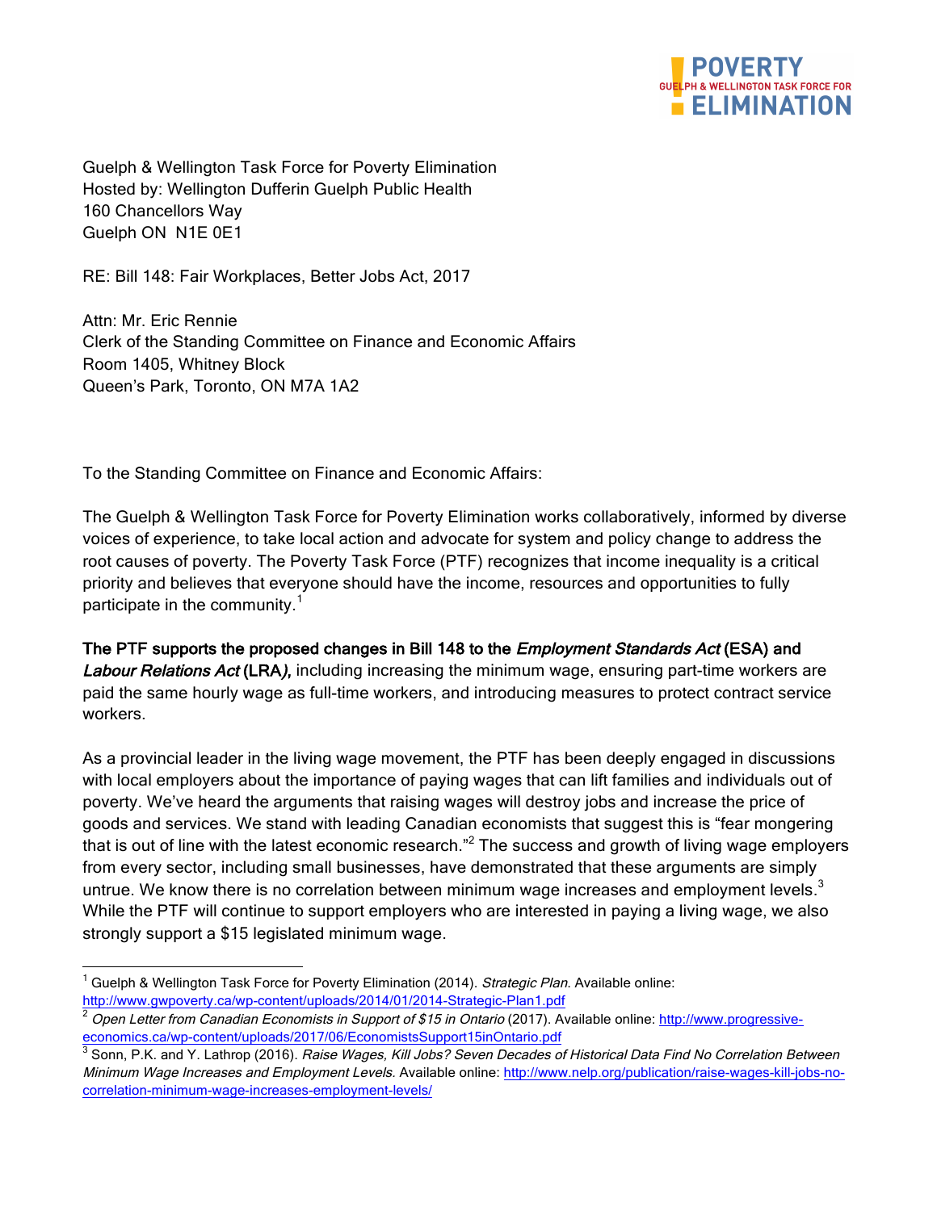Guelph & Wellington Task Force for Poverty Elimination
Hosted by: Wellington Dufferin Guelph Public Health
160 Chancellors Way
Guelph ON N1E 0E1

RE: Bill 148: Fair Workplaces, Better Jobs Act, 2017

Attn: Mr. Eric Rennie
Clerk of the Standing Committee on Finance and Economic Affairs
Room 1405, Whitney Block
Queen's Park, Toronto, ON M7A 1A2

To the Standing Committee on Finance and Economic Affairs:

The Guelph & Wellington Task Force for Poverty Elimination works collaboratively, informed by diverse voices of experience, to take local action and advocate for system and policy change to address the root causes of poverty. The Poverty Task Force (PTF) recognizes that income inequality is a critical priority and believes that everyone should have the income, resources and opportunities to fully participate in the community.[1]

**The PTF supports the proposed changes in Bill 148 to the *Employment Standards Act* (ESA) and *Labour Relations Act* (LRA*),*** including increasing the minimum wage, ensuring part-time workers are paid the same hourly wage as full-time workers, and introducing measures to protect contract service workers.

As a provincial leader in the living wage movement, the PTF has been deeply engaged in discussions with local employers about the importance of paying wages that can lift families and individuals out of poverty. We've heard the arguments that raising wages will destroy jobs and increase the price of goods and services. We stand with leading Canadian economists that suggest this is "fear mongering that is out of line with the latest economic research."[2] The success and growth of living wage employers from every sector, including small businesses, have demonstrated that these arguments are simply untrue. We know there is no correlation between minimum wage increases and employment levels.[3] While the PTF will continue to support employers who are interested in paying a living wage, we also strongly support a $15 legislated minimum wage.

---

[1] Guelph & Wellington Task Force for Poverty Elimination (2014). *Strategic Plan.* Available online: http://www.gwpoverty.ca/wp-content/uploads/2014/01/2014-Strategic-Plan1.pdf

[2] *Open Letter from Canadian Economists in Support of $15 in Ontario* (2017). Available online: http://www.progressive-economics.ca/wp-content/uploads/2017/06/EconomistsSupport15inOntario.pdf

[3] Sonn, P.K. and Y. Lathrop (2016). *Raise Wages, Kill Jobs? Seven Decades of Historical Data Find No Correlation Between Minimum Wage Increases and Employment Levels.* Available online: http://www.nelp.org/publication/raise-wages-kill-jobs-no-correlation-minimum-wage-increases-employment-levels/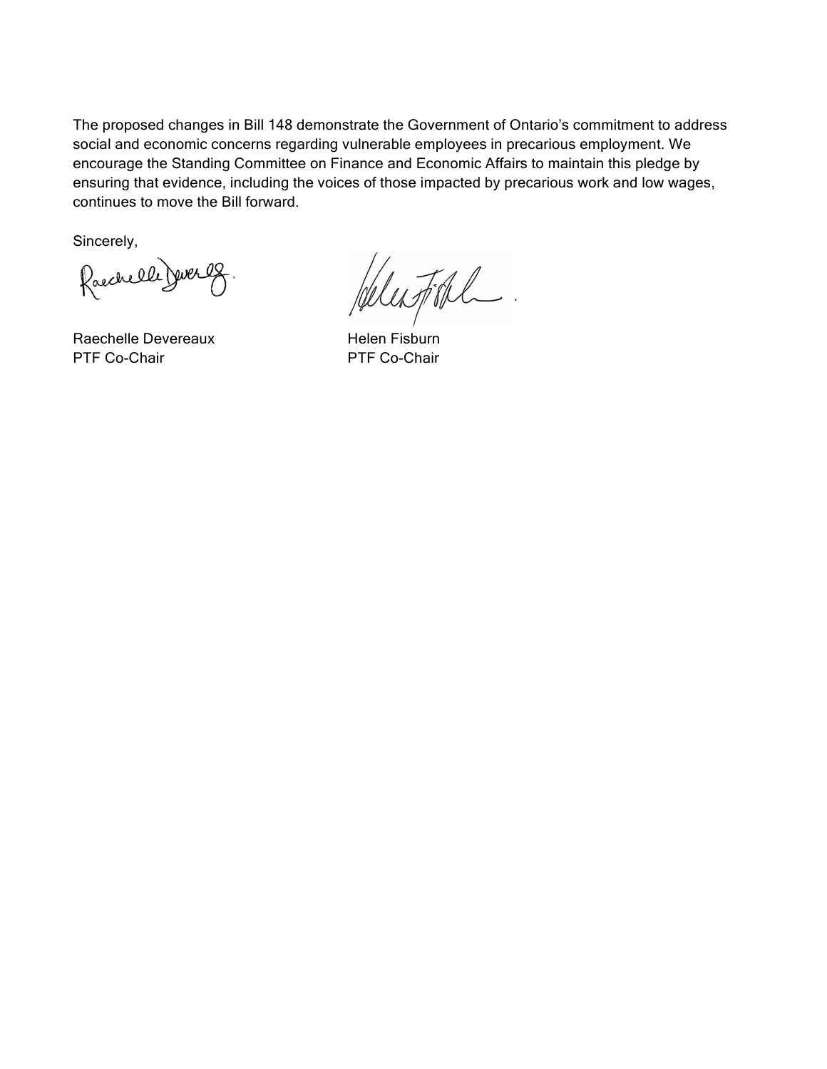The proposed changes in Bill 148 demonstrate the Government of Ontario's commitment to address social and economic concerns regarding vulnerable employees in precarious employment. We encourage the Standing Committee on Finance and Economic Affairs to maintain this pledge by ensuring that evidence, including the voices of those impacted by precarious work and low wages, continues to move the Bill forward.

Sincerely,

| | |
|---|---|
| Raechelle Devereaux | Helen Fisburn |
| PTF Co-Chair | PTF Co-Chair |